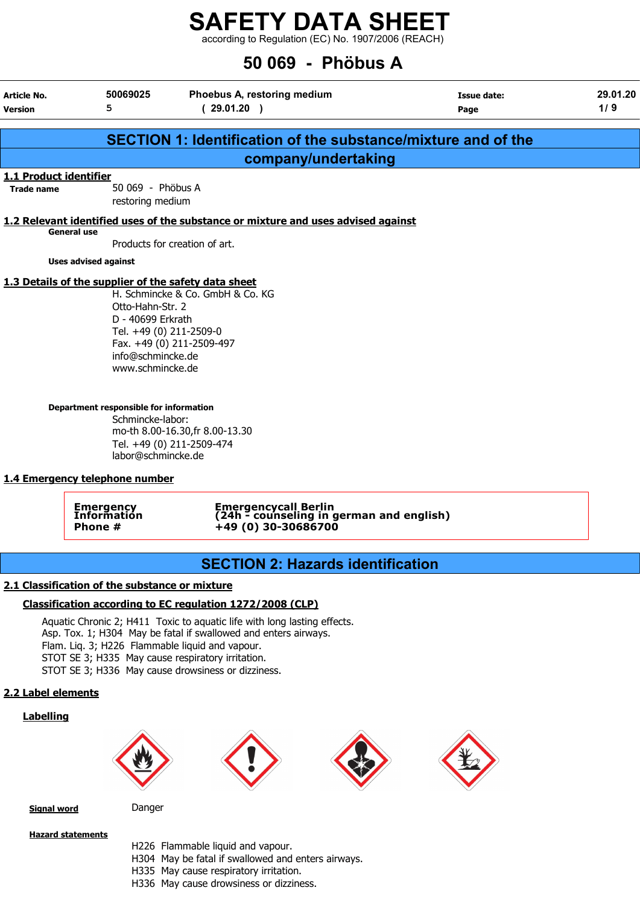# SAFETY DATA SHEET

according to Regulation (EC) No. 1907/2006 (REACH)

# 50 069 - Phöbus A

| Article No. | 50069025 | Phoebus A, restoring medium | Issue date: | 29.01.20 |
|---|---|---|---|---|
| Version | 5 | ( 29.01.20 ) | Page | 1 / 9 |

## SECTION 1: Identification of the substance/mixture and of the company/undertaking

### 1.1 Product identifier

**Trade name** 50 069 - Phöbus A
restoring medium

### 1.2 Relevant identified uses of the substance or mixture and uses advised against

**General use**

Products for creation of art.

**Uses advised against**

### 1.3 Details of the supplier of the safety data sheet

H. Schmincke & Co. GmbH & Co. KG
Otto-Hahn-Str. 2
D - 40699 Erkrath
Tel. +49 (0) 211-2509-0
Fax. +49 (0) 211-2509-497
info@schmincke.de
www.schmincke.de

**Department responsible for information**

Schmincke-labor:
mo-th 8.00-16.30,fr 8.00-13.30
Tel. +49 (0) 211-2509-474
labor@schmincke.de

### 1.4 Emergency telephone number

| Emergency Information Phone # | Emergencycall Berlin (24h - counseling in german and english) +49 (0) 30-30686700 |
|---|---|

## SECTION 2: Hazards identification

### 2.1 Classification of the substance or mixture

**Classification according to EC regulation 1272/2008 (CLP)**

Aquatic Chronic 2; H411 Toxic to aquatic life with long lasting effects.
Asp. Tox. 1; H304 May be fatal if swallowed and enters airways.
Flam. Liq. 3; H226 Flammable liquid and vapour.
STOT SE 3; H335 May cause respiratory irritation.
STOT SE 3; H336 May cause drowsiness or dizziness.

### 2.2 Label elements

**Labelling**

**Signal word** Danger

**Hazard statements**

H226 Flammable liquid and vapour.
H304 May be fatal if swallowed and enters airways.
H335 May cause respiratory irritation.
H336 May cause drowsiness or dizziness.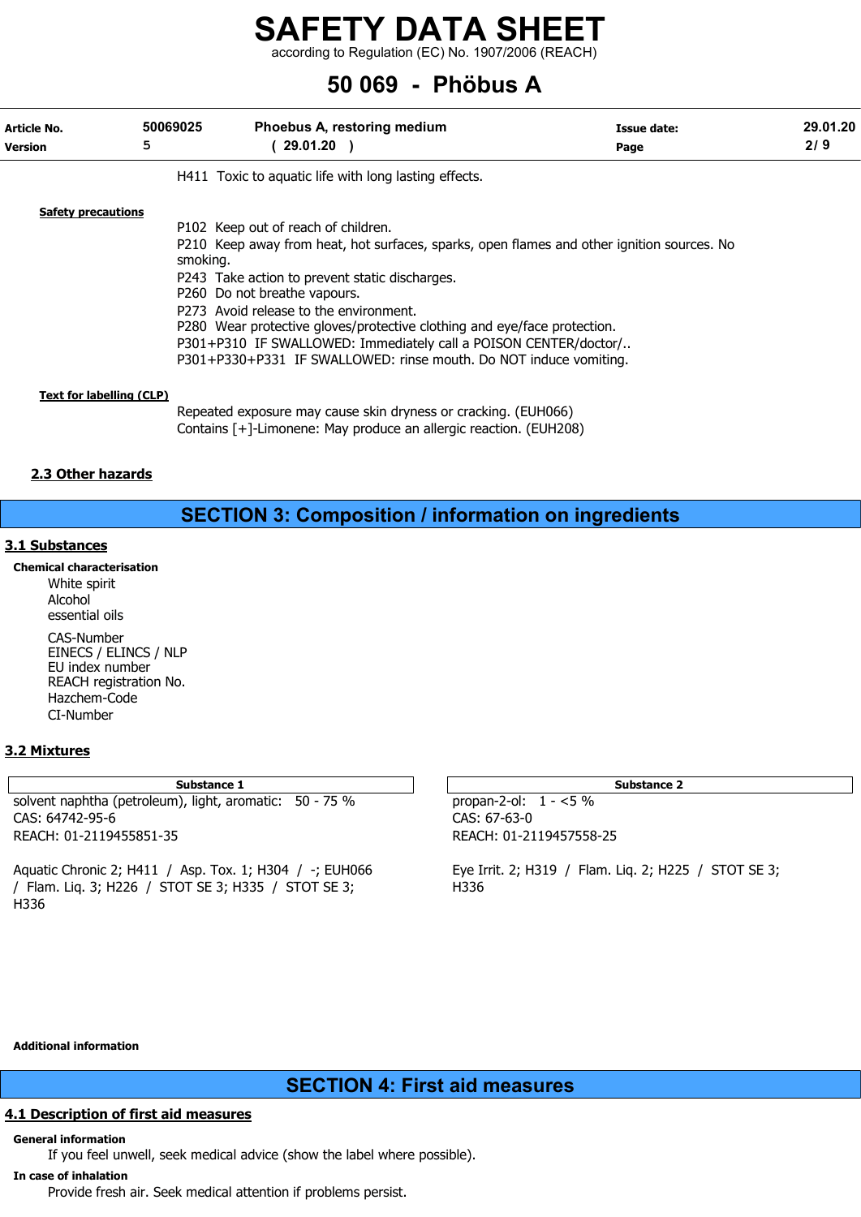H411 Toxic to aquatic life with long lasting effects.

**Safety precautions**

P102 Keep out of reach of children.
P210 Keep away from heat, hot surfaces, sparks, open flames and other ignition sources. No smoking.
P243 Take action to prevent static discharges.
P260 Do not breathe vapours.
P273 Avoid release to the environment.
P280 Wear protective gloves/protective clothing and eye/face protection.
P301+P310 IF SWALLOWED: Immediately call a POISON CENTER/doctor/..
P301+P330+P331 IF SWALLOWED: rinse mouth. Do NOT induce vomiting.

**Text for labelling (CLP)**

Repeated exposure may cause skin dryness or cracking. (EUH066)
Contains [+]-Limonene: May produce an allergic reaction. (EUH208)

### 2.3 Other hazards

## SECTION 3: Composition / information on ingredients

### 3.1 Substances

**Chemical characterisation**

White spirit
Alcohol
essential oils

CAS-Number
EINECS / ELINCS / NLP
EU index number
REACH registration No.
Hazchem-Code
CI-Number

### 3.2 Mixtures

| Substance 1 | Substance 2 |
|---|---|
| solvent naphtha (petroleum), light, aromatic: 50 - 75 %<br>CAS: 64742-95-6<br>REACH: 01-2119455851-35<br><br>Aquatic Chronic 2; H411 / Asp. Tox. 1; H304 / -; EUH066 / Flam. Liq. 3; H226 / STOT SE 3; H335 / STOT SE 3; H336 | propan-2-ol: 1 - <5 %<br>CAS: 67-63-0<br>REACH: 01-2119457558-25<br><br>Eye Irrit. 2; H319 / Flam. Liq. 2; H225 / STOT SE 3; H336 |

**Additional information**

## SECTION 4: First aid measures

### 4.1 Description of first aid measures

**General information**

If you feel unwell, seek medical advice (show the label where possible).

**In case of inhalation**

Provide fresh air. Seek medical attention if problems persist.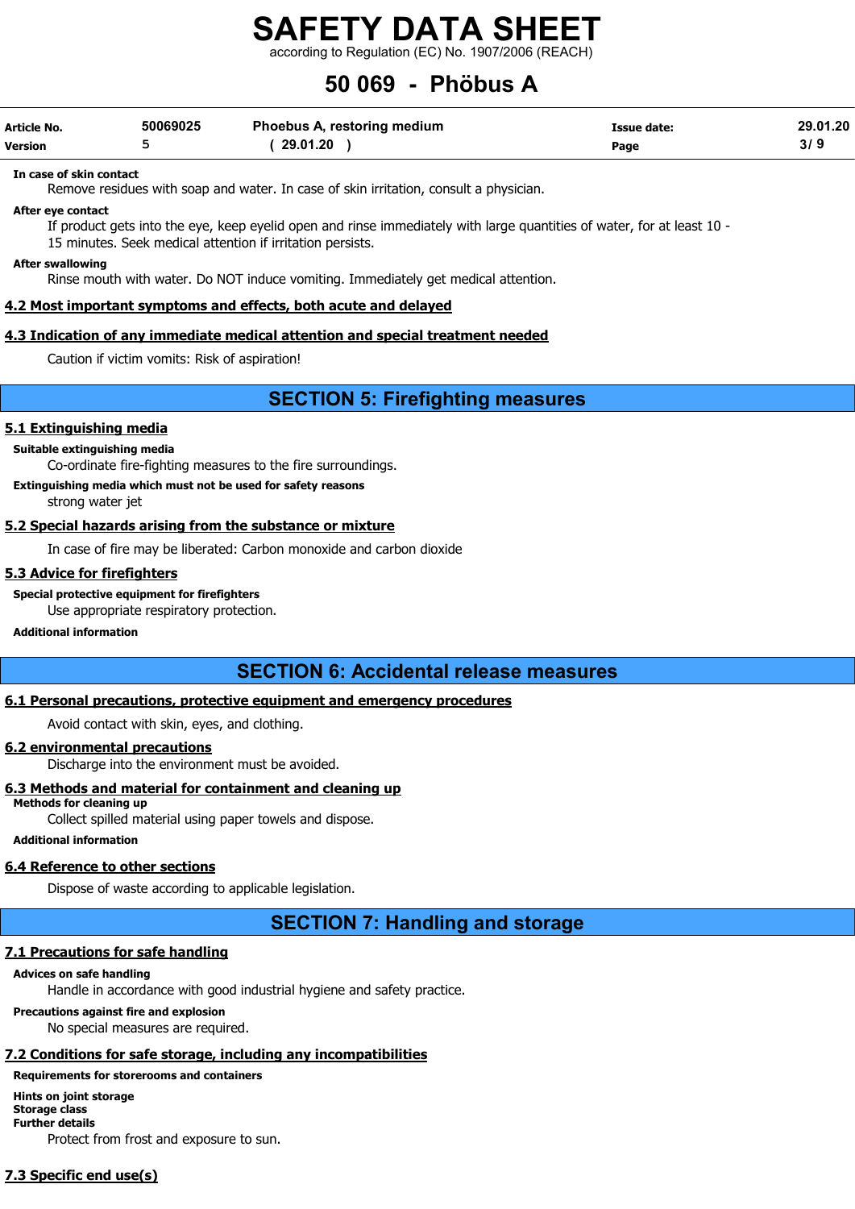**In case of skin contact**

Remove residues with soap and water. In case of skin irritation, consult a physician.

**After eye contact**

If product gets into the eye, keep eyelid open and rinse immediately with large quantities of water, for at least 10 - 15 minutes. Seek medical attention if irritation persists.

**After swallowing**

Rinse mouth with water. Do NOT induce vomiting. Immediately get medical attention.

### 4.2 Most important symptoms and effects, both acute and delayed

### 4.3 Indication of any immediate medical attention and special treatment needed

Caution if victim vomits: Risk of aspiration!

## SECTION 5: Firefighting measures

### 5.1 Extinguishing media

**Suitable extinguishing media**

Co-ordinate fire-fighting measures to the fire surroundings.

**Extinguishing media which must not be used for safety reasons**

strong water jet

### 5.2 Special hazards arising from the substance or mixture

In case of fire may be liberated: Carbon monoxide and carbon dioxide

### 5.3 Advice for firefighters

**Special protective equipment for firefighters**

Use appropriate respiratory protection.

**Additional information**

## SECTION 6: Accidental release measures

### 6.1 Personal precautions, protective equipment and emergency procedures

Avoid contact with skin, eyes, and clothing.

### 6.2 environmental precautions

Discharge into the environment must be avoided.

### 6.3 Methods and material for containment and cleaning up

**Methods for cleaning up**

Collect spilled material using paper towels and dispose.

**Additional information**

### 6.4 Reference to other sections

Dispose of waste according to applicable legislation.

## SECTION 7: Handling and storage

### 7.1 Precautions for safe handling

**Advices on safe handling**

Handle in accordance with good industrial hygiene and safety practice.

**Precautions against fire and explosion**

No special measures are required.

### 7.2 Conditions for safe storage, including any incompatibilities

**Requirements for storerooms and containers**

**Hints on joint storage**

**Storage class**

**Further details**

Protect from frost and exposure to sun.

### 7.3 Specific end use(s)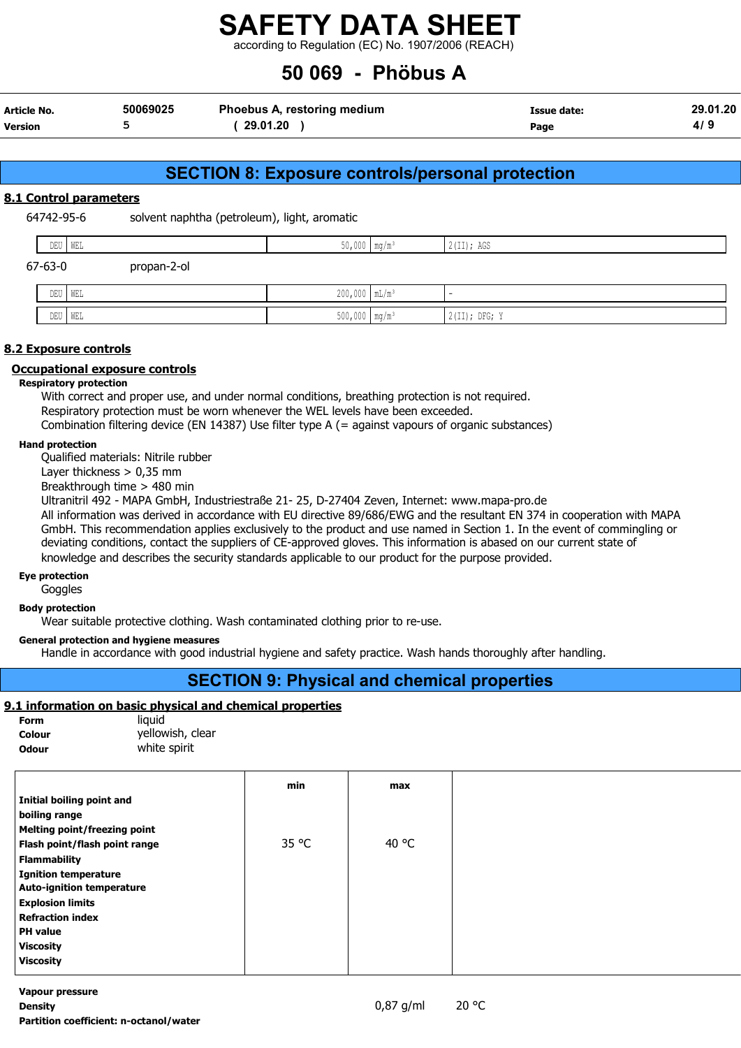## SECTION 8: Exposure controls/personal protection

### 8.1 Control parameters

64742-95-6 solvent naphtha (petroleum), light, aromatic

| | | | | |
|---|---|---|---|---|
| DEU | WEL | 50,000 | mg/m³ | 2(II); AGS |

67-63-0 propan-2-ol

| | | | | |
|---|---|---|---|---|
| DEU | WEL | 200,000 | mL/m³ | - |
| DEU | WEL | 500,000 | mg/m³ | 2(II); DFG; Y |

### 8.2 Exposure controls

#### Occupational exposure controls

**Respiratory protection**

With correct and proper use, and under normal conditions, breathing protection is not required.
Respiratory protection must be worn whenever the WEL levels have been exceeded.
Combination filtering device (EN 14387) Use filter type A (= against vapours of organic substances)

**Hand protection**

Qualified materials: Nitrile rubber
Layer thickness > 0,35 mm
Breakthrough time > 480 min
Ultranitril 492 - MAPA GmbH, Industriestraße 21- 25, D-27404 Zeven, Internet: www.mapa-pro.de
All information was derived in accordance with EU directive 89/686/EWG and the resultant EN 374 in cooperation with MAPA GmbH. This recommendation applies exclusively to the product and use named in Section 1. In the event of commingling or deviating conditions, contact the suppliers of CE-approved gloves. This information is abased on our current state of knowledge and describes the security standards applicable to our product for the purpose provided.

**Eye protection**

Goggles

**Body protection**

Wear suitable protective clothing. Wash contaminated clothing prior to re-use.

**General protection and hygiene measures**

Handle in accordance with good industrial hygiene and safety practice. Wash hands thoroughly after handling.

## SECTION 9: Physical and chemical properties

### 9.1 information on basic physical and chemical properties

**Form** liquid
**Colour** yellowish, clear
**Odour** white spirit

| | min | max | |
|---|---|---|---|
| **Initial boiling point and boiling range** | | | |
| **Melting point/freezing point** | | | |
| **Flash point/flash point range** | 35 °C | 40 °C | |
| **Flammability** | | | |
| **Ignition temperature** | | | |
| **Auto-ignition temperature** | | | |
| **Explosion limits** | | | |
| **Refraction index** | | | |
| **PH value** | | | |
| **Viscosity** | | | |
| **Viscosity** | | | |

| | | |
|---|---|---|
| **Vapour pressure** | | |
| **Density** | 0,87 g/ml | 20 °C |
| **Partition coefficient: n-octanol/water** | | |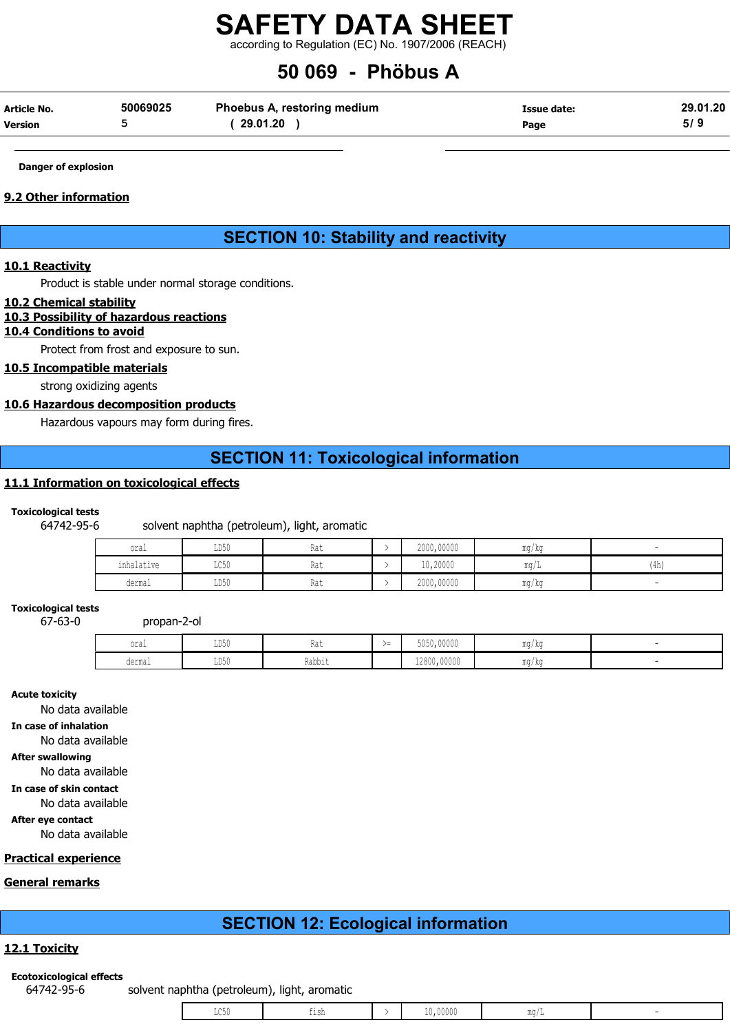Danger of explosion

### 9.2 Other information

## SECTION 10: Stability and reactivity

### 10.1 Reactivity

Product is stable under normal storage conditions.

### 10.2 Chemical stability

### 10.3 Possibility of hazardous reactions

### 10.4 Conditions to avoid

Protect from frost and exposure to sun.

### 10.5 Incompatible materials

strong oxidizing agents

### 10.6 Hazardous decomposition products

Hazardous vapours may form during fires.

## SECTION 11: Toxicological information

### 11.1 Information on toxicological effects

**Toxicological tests**

64742-95-6 solvent naphtha (petroleum), light, aromatic

| | | | | | | |
|---|---|---|---|---|---|---|
| oral | LD50 | Rat | > | 2000,00000 | mg/kg | - |
| inhalative | LC50 | Rat | > | 10,20000 | mg/L | (4h) |
| dermal | LD50 | Rat | > | 2000,00000 | mg/kg | - |

**Toxicological tests**

67-63-0 propan-2-ol

| | | | | | | |
|---|---|---|---|---|---|---|
| oral | LD50 | Rat | >= | 5050,00000 | mg/kg | - |
| dermal | LD50 | Rabbit | | 12800,00000 | mg/kg | - |

**Acute toxicity**

No data available

**In case of inhalation**

No data available

**After swallowing**

No data available

**In case of skin contact**

No data available

**After eye contact**

No data available

### Practical experience

### General remarks

## SECTION 12: Ecological information

### 12.1 Toxicity

**Ecotoxicological effects**

64742-95-6 solvent naphtha (petroleum), light, aromatic

| | | | | | |
|---|---|---|---|---|---|
| LC50 | fish | > | 10,00000 | mg/L | - |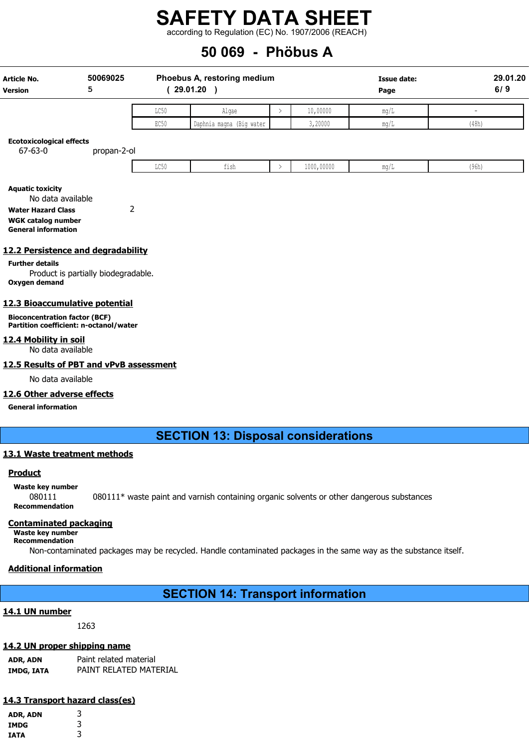| | | | | | |
|---|---|---|---|---|---|
| LC50 | Algae | > | 10,00000 | mg/L | - |
| EC50 | Daphnia magna (Big water | | 3,20000 | mg/L | (48h) |

**Ecotoxicological effects**

67-63-0 propan-2-ol

| | | | | | |
|---|---|---|---|---|---|
| LC50 | fish | > | 1000,00000 | mg/L | (96h) |

**Aquatic toxicity**

No data available

**Water Hazard Class** 2

**WGK catalog number**

**General information**

## 12.2 Persistence and degradability

**Further details**

Product is partially biodegradable.

**Oxygen demand**

## 12.3 Bioaccumulative potential

**Bioconcentration factor (BCF)**

**Partition coefficient: n-octanol/water**

## 12.4 Mobility in soil

No data available

## 12.5 Results of PBT and vPvB assessment

No data available

## 12.6 Other adverse effects

**General information**

# SECTION 13: Disposal considerations

## 13.1 Waste treatment methods

### Product

**Waste key number**

080111 080111* waste paint and varnish containing organic solvents or other dangerous substances

**Recommendation**

### Contaminated packaging

**Waste key number**

**Recommendation**

Non-contaminated packages may be recycled. Handle contaminated packages in the same way as the substance itself.

### Additional information

# SECTION 14: Transport information

## 14.1 UN number

1263

## 14.2 UN proper shipping name

**ADR, ADN** Paint related material

**IMDG, IATA** PAINT RELATED MATERIAL

## 14.3 Transport hazard class(es)

**ADR, ADN** 3

**IMDG** 3

**IATA** 3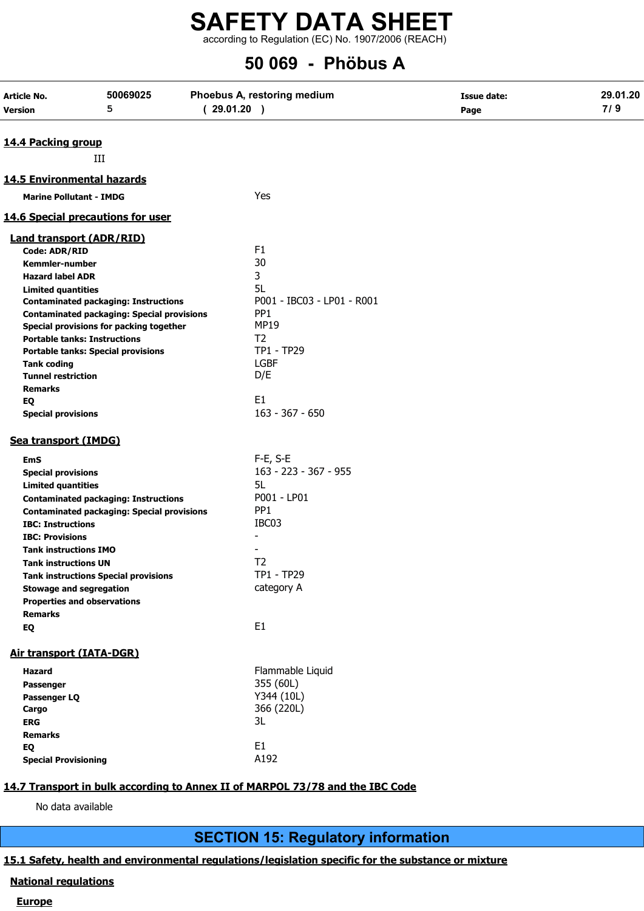## 14.4 Packing group

III

## 14.5 Environmental hazards

| | |
|---|---|
| **Marine Pollutant - IMDG** | Yes |

## 14.6 Special precautions for user

### Land transport (ADR/RID)

| | |
|---|---|
| **Code: ADR/RID** | F1 |
| **Kemmler-number** | 30 |
| **Hazard label ADR** | 3 |
| **Limited quantities** | 5L |
| **Contaminated packaging: Instructions** | P001 - IBC03 - LP01 - R001 |
| **Contaminated packaging: Special provisions** | PP1 |
| **Special provisions for packing together** | MP19 |
| **Portable tanks: Instructions** | T2 |
| **Portable tanks: Special provisions** | TP1 - TP29 |
| **Tank coding** | LGBF |
| **Tunnel restriction** | D/E |
| **Remarks** | |
| **EQ** | E1 |
| **Special provisions** | 163 - 367 - 650 |

### Sea transport (IMDG)

| | |
|---|---|
| **EmS** | F-E, S-E |
| **Special provisions** | 163 - 223 - 367 - 955 |
| **Limited quantities** | 5L |
| **Contaminated packaging: Instructions** | P001 - LP01 |
| **Contaminated packaging: Special provisions** | PP1 |
| **IBC: Instructions** | IBC03 |
| **IBC: Provisions** | - |
| **Tank instructions IMO** | - |
| **Tank instructions UN** | T2 |
| **Tank instructions Special provisions** | TP1 - TP29 |
| **Stowage and segregation** | category A |
| **Properties and observations** | |
| **Remarks** | |
| **EQ** | E1 |

### Air transport (IATA-DGR)

| | |
|---|---|
| **Hazard** | Flammable Liquid |
| **Passenger** | 355 (60L) |
| **Passenger LQ** | Y344 (10L) |
| **Cargo** | 366 (220L) |
| **ERG** | 3L |
| **Remarks** | |
| **EQ** | E1 |
| **Special Provisioning** | A192 |

## 14.7 Transport in bulk according to Annex II of MARPOL 73/78 and the IBC Code

No data available

# SECTION 15: Regulatory information

## 15.1 Safety, health and environmental regulations/legislation specific for the substance or mixture

### National regulations

#### Europe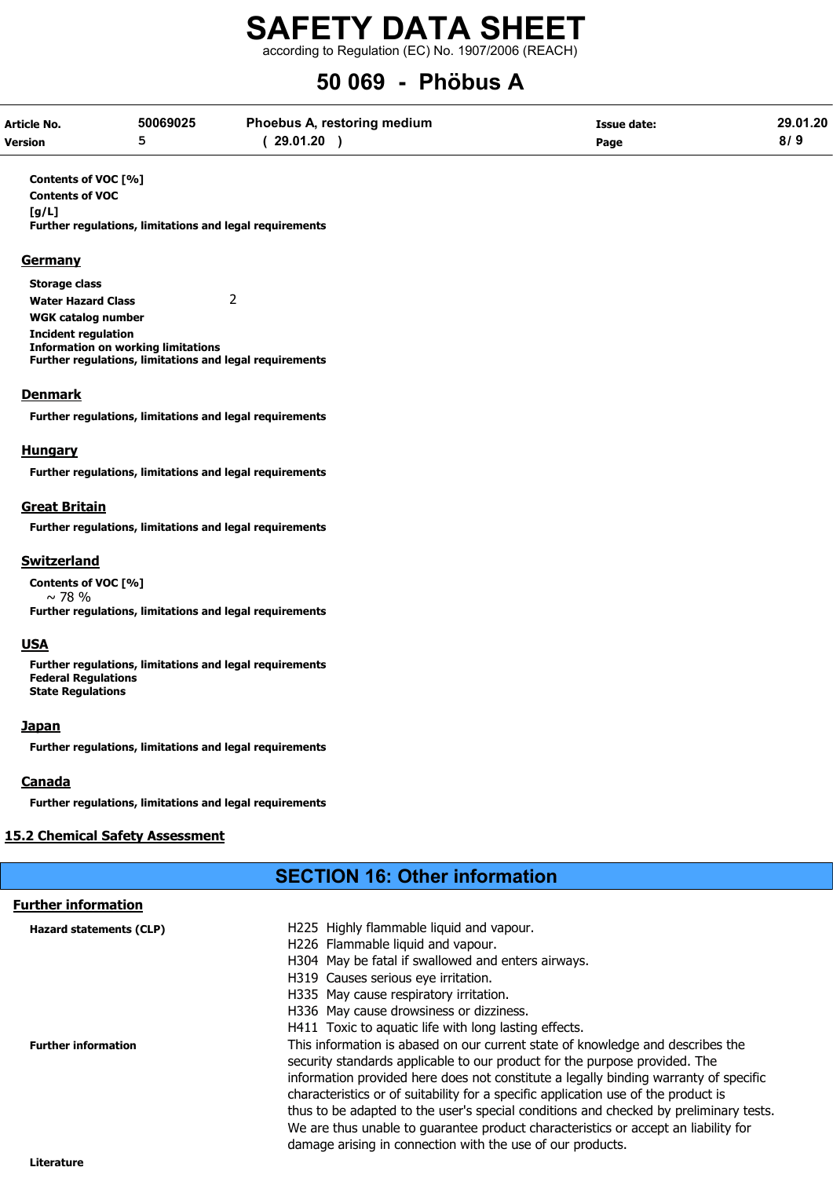**Contents of VOC [%]**

**Contents of VOC [g/L]**

**Further regulations, limitations and legal requirements**

### Germany

**Storage class**

**Water Hazard Class** 2

**WGK catalog number**

**Incident regulation**

**Information on working limitations**

**Further regulations, limitations and legal requirements**

### Denmark

**Further regulations, limitations and legal requirements**

### Hungary

**Further regulations, limitations and legal requirements**

### Great Britain

**Further regulations, limitations and legal requirements**

### Switzerland

**Contents of VOC [%]**

~ 78 %

**Further regulations, limitations and legal requirements**

### USA

**Further regulations, limitations and legal requirements**

**Federal Regulations**

**State Regulations**

### Japan

**Further regulations, limitations and legal requirements**

### Canada

**Further regulations, limitations and legal requirements**

## 15.2 Chemical Safety Assessment

# SECTION 16: Other information

## Further information

**Hazard statements (CLP)**

H225 Highly flammable liquid and vapour.
H226 Flammable liquid and vapour.
H304 May be fatal if swallowed and enters airways.
H319 Causes serious eye irritation.
H335 May cause respiratory irritation.
H336 May cause drowsiness or dizziness.
H411 Toxic to aquatic life with long lasting effects.

**Further information**

This information is abased on our current state of knowledge and describes the security standards applicable to our product for the purpose provided. The information provided here does not constitute a legally binding warranty of specific characteristics or of suitability for a specific application use of the product is thus to be adapted to the user's special conditions and checked by preliminary tests. We are thus unable to guarantee product characteristics or accept an liability for damage arising in connection with the use of our products.

**Literature**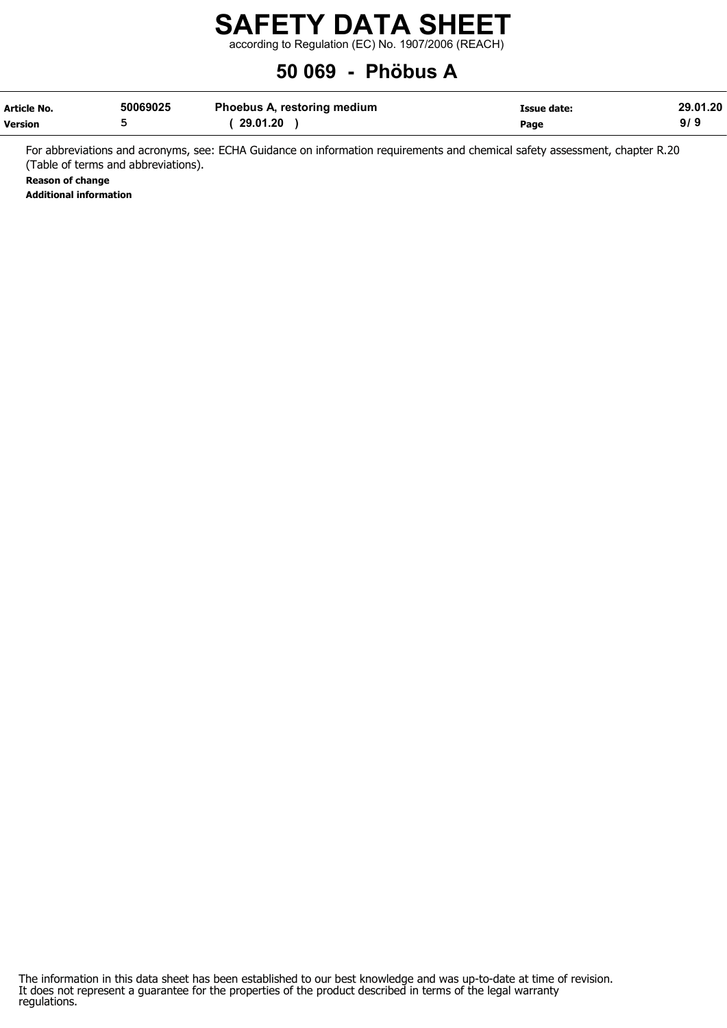For abbreviations and acronyms, see: ECHA Guidance on information requirements and chemical safety assessment, chapter R.20 (Table of terms and abbreviations).

**Reason of change**

**Additional information**

The information in this data sheet has been established to our best knowledge and was up-to-date at time of revision. It does not represent a guarantee for the properties of the product described in terms of the legal warranty regulations.